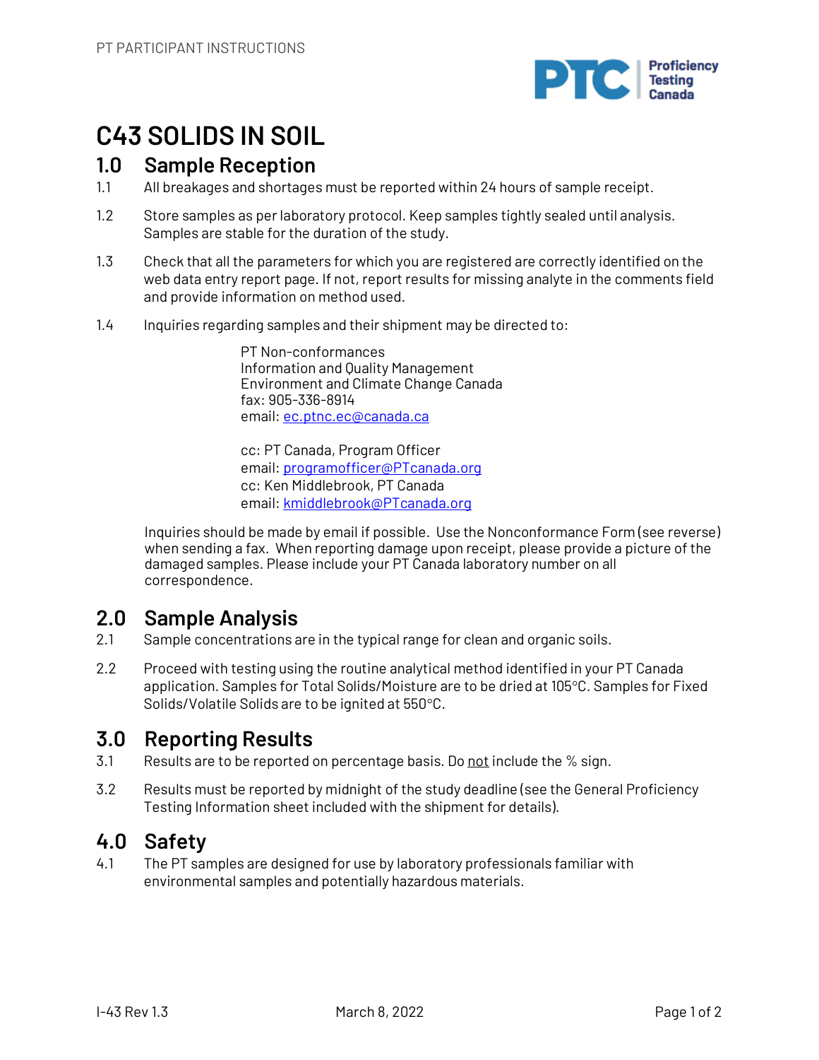# C43 SOLIDS IN SOIL

## 1.0 Sample Reception

1.1 All breakages and shortages must be reported within 24 hours of sample receipt.

1.2 Store samples as per laboratory protocol. Keep samples tightly sealed until analysis. Samples are stable for the duration of the study.

1.3 Check that all the parameters for which you are registered are correctly identified on the web data entry report page. If not, report results for missing analyte in the comments field and provide information on method used.

1.4 Inquiries regarding samples and their shipment may be directed to:

PT Non-conformances
Information and Quality Management
Environment and Climate Change Canada
fax: 905-336-8914
email: ec.ptnc.ec@canada.ca

cc: PT Canada, Program Officer
email: programofficer@PTcanada.org
cc: Ken Middlebrook, PT Canada
email: kmiddlebrook@PTcanada.org

Inquiries should be made by email if possible. Use the Nonconformance Form (see reverse) when sending a fax. When reporting damage upon receipt, please provide a picture of the damaged samples. Please include your PT Canada laboratory number on all correspondence.

## 2.0 Sample Analysis

2.1 Sample concentrations are in the typical range for clean and organic soils.

2.2 Proceed with testing using the routine analytical method identified in your PT Canada application. Samples for Total Solids/Moisture are to be dried at 105°C. Samples for Fixed Solids/Volatile Solids are to be ignited at 550°C.

## 3.0 Reporting Results

3.1 Results are to be reported on percentage basis. Do <u>not</u> include the % sign.

3.2 Results must be reported by midnight of the study deadline (see the General Proficiency Testing Information sheet included with the shipment for details).

## 4.0 Safety

4.1 The PT samples are designed for use by laboratory professionals familiar with environmental samples and potentially hazardous materials.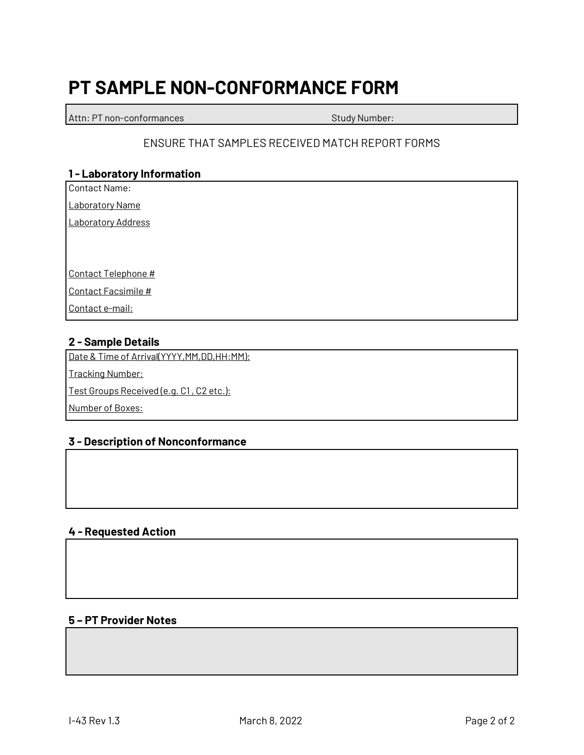# PT SAMPLE NON-CONFORMANCE FORM

Attn: PT non-conformances  Study Number:

ENSURE THAT SAMPLES RECEIVED MATCH REPORT FORMS

### 1 - Laboratory Information

Contact Name:

Laboratory Name

Laboratory Address

Contact Telephone #

Contact Facsimile #

Contact e-mail:

### 2 - Sample Details

Date & Time of Arrival(YYYY,MM,DD,HH:MM):

Tracking Number:

Test Groups Received (e.g. C1 , C2 etc.):

Number of Boxes:

### 3 - Description of Nonconformance

### 4 - Requested Action

### 5 – PT Provider Notes

I-43 Rev 1.3  March 8, 2022